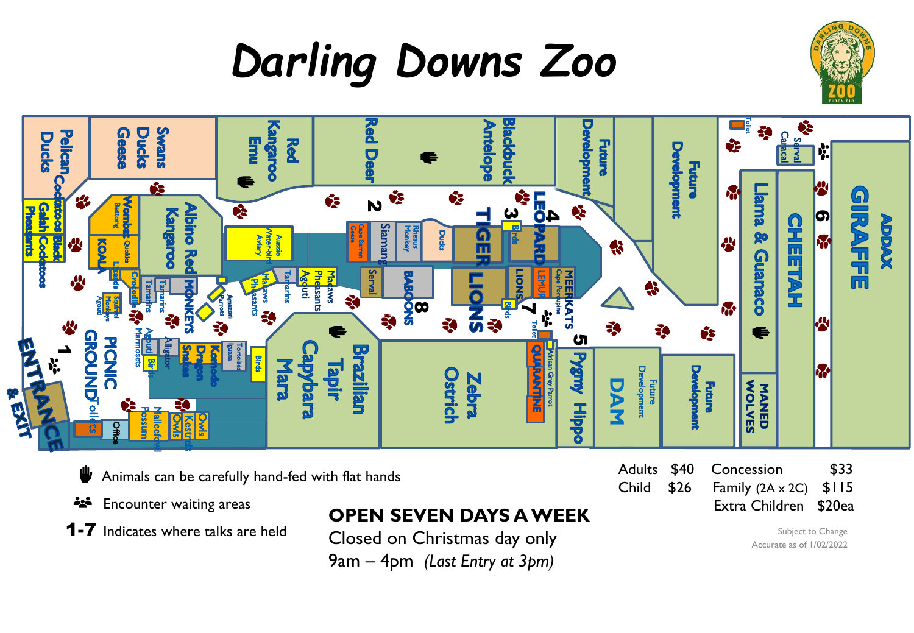# Darling Downs Zoo

Pelican Ducks | Swans Ducks Geese | Red Kangaroo Emu | Red Deer | Blackbuck Antelope | Future Development | Future Development | Toilet | Serval Caracal | GIRAFFE | ADDAX

Cockatoos Black | Galah Cockatoos | Pheasants | Wombat | Bettong | Quokka | KOALA | Lizards | Crocodile | Albino Red Kangaroo | Aussie Water-bird Aviary | Macaws | Pheasants | Amazon Parrots | Tamarins | Agouti | Pheasants | Macaws | Cape Barren Geese | Siamang | Rhesus Monkey | Ducks | Serval | BABOONS | TIGER | LIONS | LEOPARD | Birds | LIONS | LEMUR | Cape Porcupine | MEERKATS | Llama & Guanaco | CHEETAH | MANED WOLVES

Squirrel Monkeys | Agouti | Tamarins | Tamarins | MONKEYS | Marmosets | Agouti | Birds | Alligator | Snakes | Dragon | Komodo | Iguana | Tortoises | Birds | Brazilian Tapir | Capybara | Mara | Zebra | Ostrich | Toilet | QUARANTINE | African Grey Parrot | Pygmy Hippo | DAM | Future Development | Future Development

ENTRANCE & EXIT | PICNIC GROUND | Toilets | Office | Possum | Malleefowl | Owls | Kestrels | Owls

1, 2, 3, 4, 5, 6, 7, 8

- ✋ Animals can be carefully hand-fed with flat hands
- 👥 Encounter waiting areas
- **1-7** Indicates where talks are held

**OPEN SEVEN DAYS A WEEK**

Closed on Christmas day only

9am – 4pm *(Last Entry at 3pm)*

| | | | |
|---|---|---|---|
| Adults | $40 | Concession | $33 |
| Child | $26 | Family (2A x 2C) | $115 |
| | | Extra Children | $20ea |

Subject to Change

Accurate as of 1/02/2022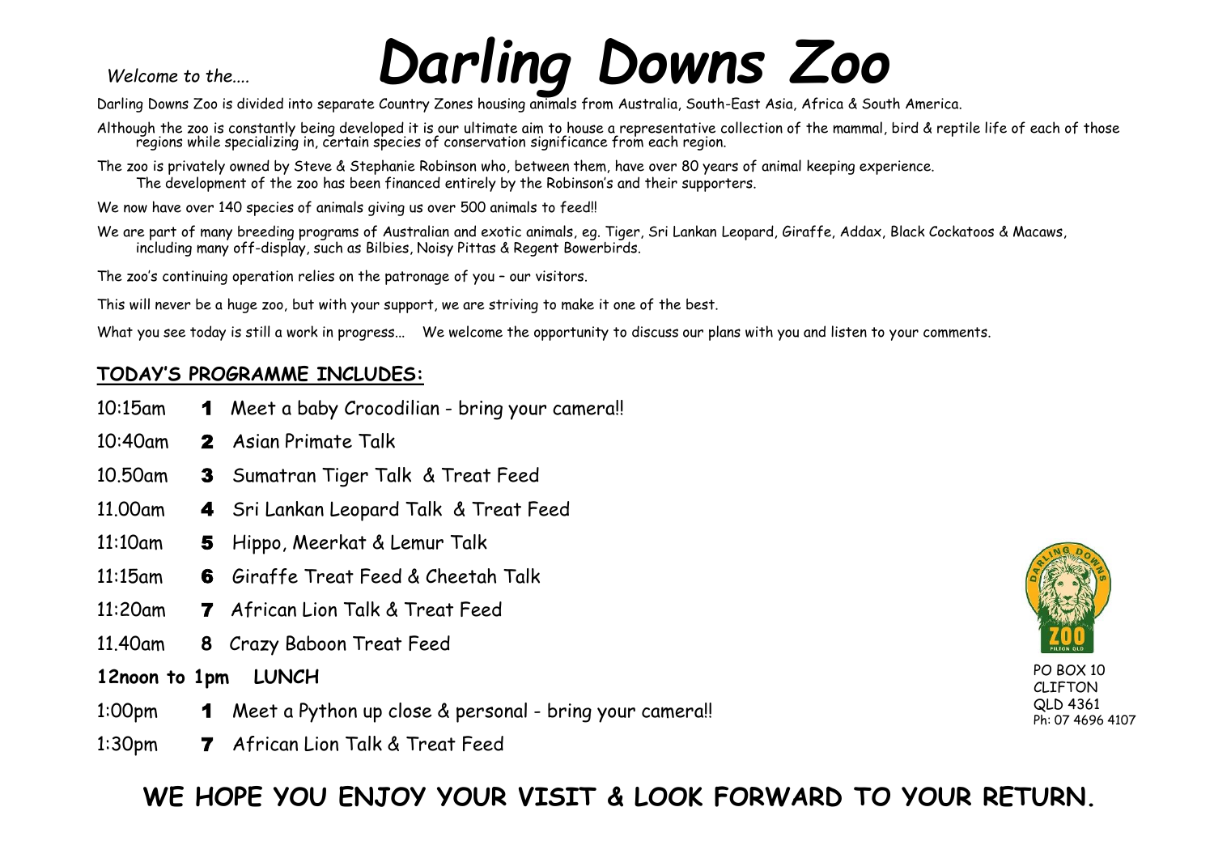*Welcome to the....*

# *Darling Downs Zoo*

Darling Downs Zoo is divided into separate Country Zones housing animals from Australia, South-East Asia, Africa & South America.

Although the zoo is constantly being developed it is our ultimate aim to house a representative collection of the mammal, bird & reptile life of each of those regions while specializing in, certain species of conservation significance from each region.

The zoo is privately owned by Steve & Stephanie Robinson who, between them, have over 80 years of animal keeping experience. The development of the zoo has been financed entirely by the Robinson's and their supporters.

We now have over 140 species of animals giving us over 500 animals to feed!!

We are part of many breeding programs of Australian and exotic animals, eg. Tiger, Sri Lankan Leopard, Giraffe, Addax, Black Cockatoos & Macaws, including many off-display, such as Bilbies, Noisy Pittas & Regent Bowerbirds.

The zoo's continuing operation relies on the patronage of you – our visitors.

This will never be a huge zoo, but with your support, we are striving to make it one of the best.

What you see today is still a work in progress... We welcome the opportunity to discuss our plans with you and listen to your comments.

## TODAY'S PROGRAMME INCLUDES:

10:15am **1** Meet a baby Crocodilian - bring your camera!!

10:40am **2** Asian Primate Talk

10.50am **3** Sumatran Tiger Talk & Treat Feed

11.00am **4** Sri Lankan Leopard Talk & Treat Feed

11:10am **5** Hippo, Meerkat & Lemur Talk

11:15am **6** Giraffe Treat Feed & Cheetah Talk

11:20am **7** African Lion Talk & Treat Feed

11.40am **8** Crazy Baboon Treat Feed

**12noon to 1pm LUNCH**

1:00pm **1** Meet a Python up close & personal - bring your camera!!

1:30pm **7** African Lion Talk & Treat Feed

PO BOX 10
CLIFTON
QLD 4361
Ph: 07 4696 4107

**WE HOPE YOU ENJOY YOUR VISIT & LOOK FORWARD TO YOUR RETURN.**